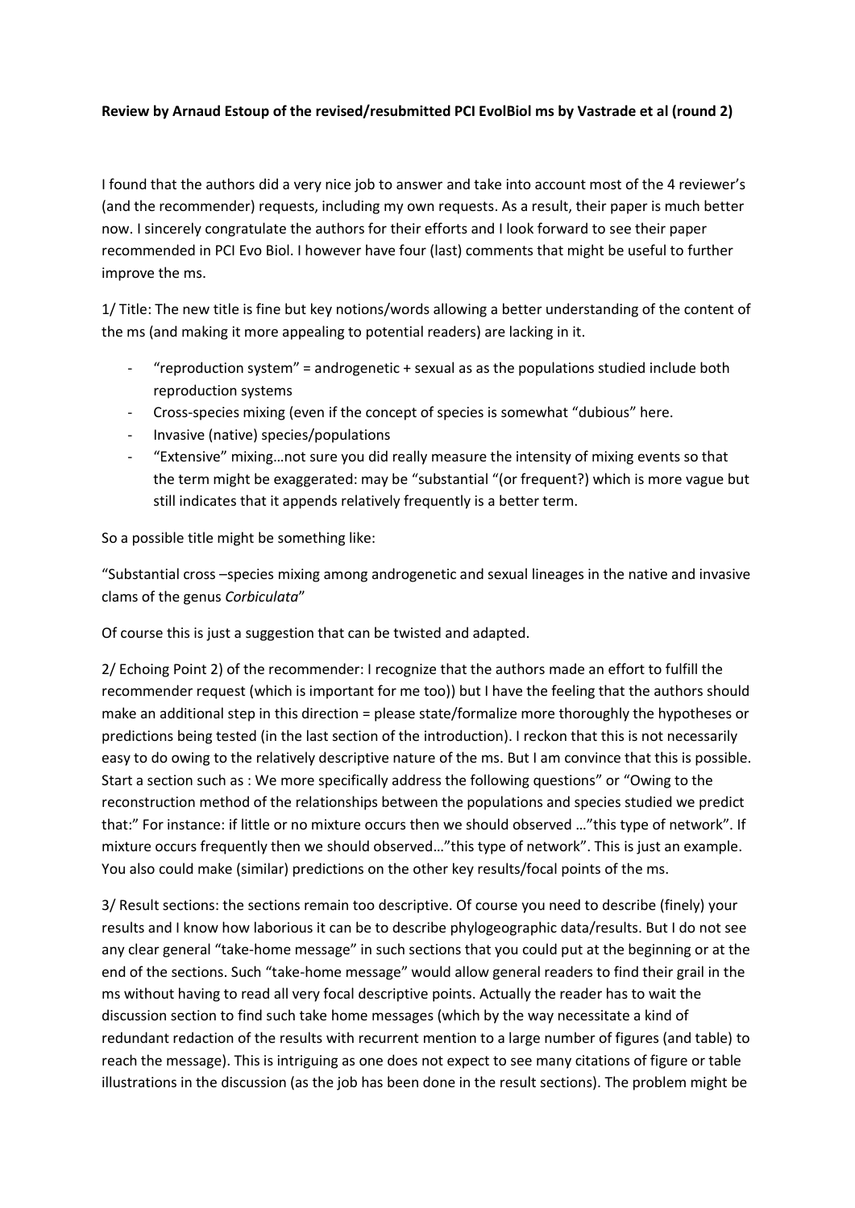**Review by Arnaud Estoup of the revised/resubmitted PCI EvolBiol ms by Vastrade et al (round 2)**

I found that the authors did a very nice job to answer and take into account most of the 4 reviewer's (and the recommender) requests, including my own requests. As a result, their paper is much better now. I sincerely congratulate the authors for their efforts and I look forward to see their paper recommended in PCI Evo Biol. I however have four (last) comments that might be useful to further improve the ms.

1/ Title: The new title is fine but key notions/words allowing a better understanding of the content of the ms (and making it more appealing to potential readers) are lacking in it.

- "reproduction system" = androgenetic + sexual as as the populations studied include both reproduction systems
- Cross-species mixing (even if the concept of species is somewhat "dubious" here.
- Invasive (native) species/populations
- "Extensive" mixing…not sure you did really measure the intensity of mixing events so that the term might be exaggerated: may be "substantial "(or frequent?) which is more vague but still indicates that it appends relatively frequently is a better term.

So a possible title might be something like:

"Substantial cross –species mixing among androgenetic and sexual lineages in the native and invasive clams of the genus *Corbiculata*"

Of course this is just a suggestion that can be twisted and adapted.

2/ Echoing Point 2) of the recommender: I recognize that the authors made an effort to fulfill the recommender request (which is important for me too)) but I have the feeling that the authors should make an additional step in this direction = please state/formalize more thoroughly the hypotheses or predictions being tested (in the last section of the introduction). I reckon that this is not necessarily easy to do owing to the relatively descriptive nature of the ms. But I am convince that this is possible. Start a section such as : We more specifically address the following questions" or "Owing to the reconstruction method of the relationships between the populations and species studied we predict that:" For instance: if little or no mixture occurs then we should observed …"this type of network". If mixture occurs frequently then we should observed…"this type of network". This is just an example. You also could make (similar) predictions on the other key results/focal points of the ms.

3/ Result sections: the sections remain too descriptive. Of course you need to describe (finely) your results and I know how laborious it can be to describe phylogeographic data/results. But I do not see any clear general "take-home message" in such sections that you could put at the beginning or at the end of the sections. Such "take-home message" would allow general readers to find their grail in the ms without having to read all very focal descriptive points. Actually the reader has to wait the discussion section to find such take home messages (which by the way necessitate a kind of redundant redaction of the results with recurrent mention to a large number of figures (and table) to reach the message). This is intriguing as one does not expect to see many citations of figure or table illustrations in the discussion (as the job has been done in the result sections). The problem might be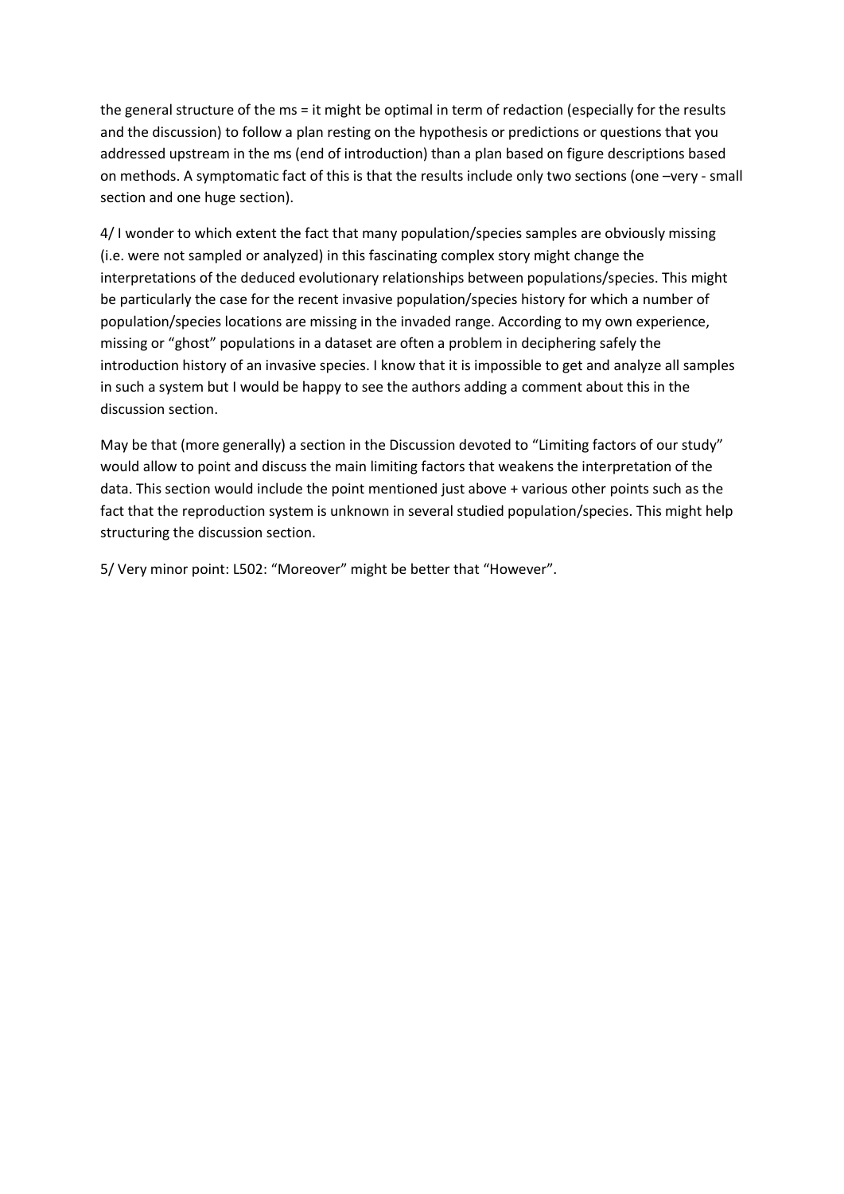the general structure of the ms = it might be optimal in term of redaction (especially for the results and the discussion) to follow a plan resting on the hypothesis or predictions or questions that you addressed upstream in the ms (end of introduction) than a plan based on figure descriptions based on methods. A symptomatic fact of this is that the results include only two sections (one –very - small section and one huge section).

4/ I wonder to which extent the fact that many population/species samples are obviously missing (i.e. were not sampled or analyzed) in this fascinating complex story might change the interpretations of the deduced evolutionary relationships between populations/species. This might be particularly the case for the recent invasive population/species history for which a number of population/species locations are missing in the invaded range. According to my own experience, missing or "ghost" populations in a dataset are often a problem in deciphering safely the introduction history of an invasive species. I know that it is impossible to get and analyze all samples in such a system but I would be happy to see the authors adding a comment about this in the discussion section.

May be that (more generally) a section in the Discussion devoted to "Limiting factors of our study" would allow to point and discuss the main limiting factors that weakens the interpretation of the data. This section would include the point mentioned just above + various other points such as the fact that the reproduction system is unknown in several studied population/species. This might help structuring the discussion section.

5/ Very minor point: L502: "Moreover" might be better that "However".